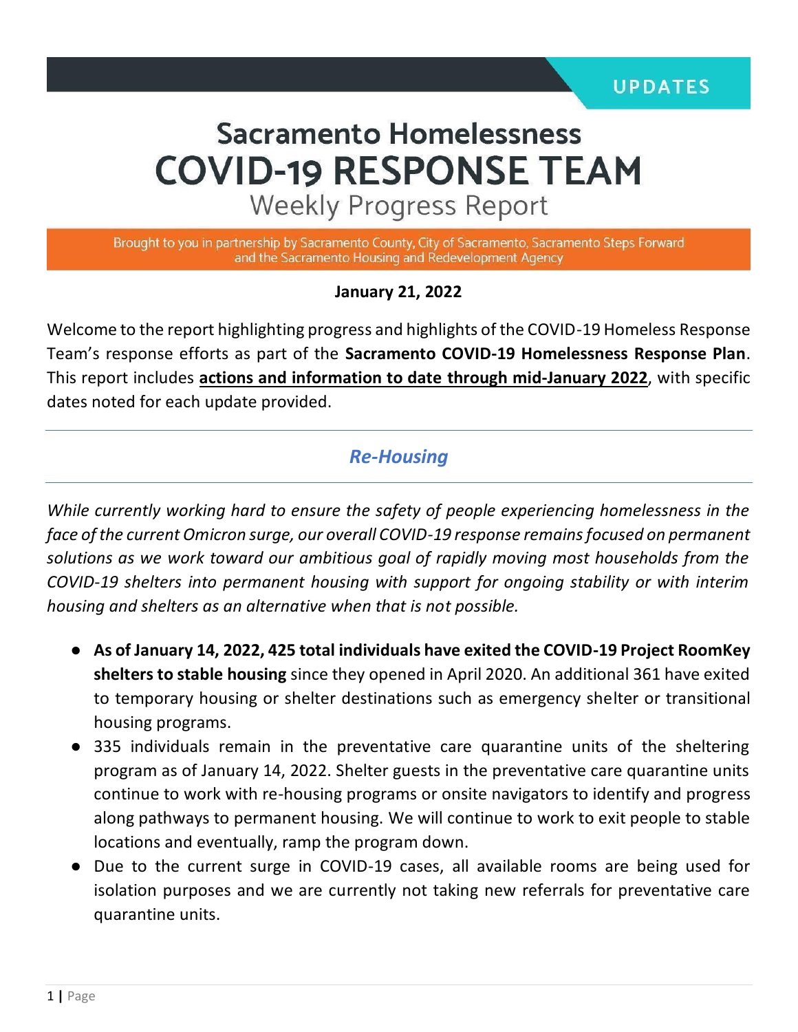UPDATES

# Sacramento Homelessness COVID-19 RESPONSE TEAM

## Weekly Progress Report

Brought to you in partnership by Sacramento County, City of Sacramento, Sacramento Steps Forward and the Sacramento Housing and Redevelopment Agency

**January 21, 2022**

Welcome to the report highlighting progress and highlights of the COVID-19 Homeless Response Team's response efforts as part of the **Sacramento COVID-19 Homelessness Response Plan**. This report includes **actions and information to date through mid-January 2022**, with specific dates noted for each update provided.

---

## *Re-Housing*

---

*While currently working hard to ensure the safety of people experiencing homelessness in the face of the current Omicron surge, our overall COVID-19 response remains focused on permanent solutions as we work toward our ambitious goal of rapidly moving most households from the COVID-19 shelters into permanent housing with support for ongoing stability or with interim housing and shelters as an alternative when that is not possible.*

- **As of January 14, 2022, 425 total individuals have exited the COVID-19 Project RoomKey shelters to stable housing** since they opened in April 2020. An additional 361 have exited to temporary housing or shelter destinations such as emergency shelter or transitional housing programs.
- 335 individuals remain in the preventative care quarantine units of the sheltering program as of January 14, 2022. Shelter guests in the preventative care quarantine units continue to work with re-housing programs or onsite navigators to identify and progress along pathways to permanent housing. We will continue to work to exit people to stable locations and eventually, ramp the program down.
- Due to the current surge in COVID-19 cases, all available rooms are being used for isolation purposes and we are currently not taking new referrals for preventative care quarantine units.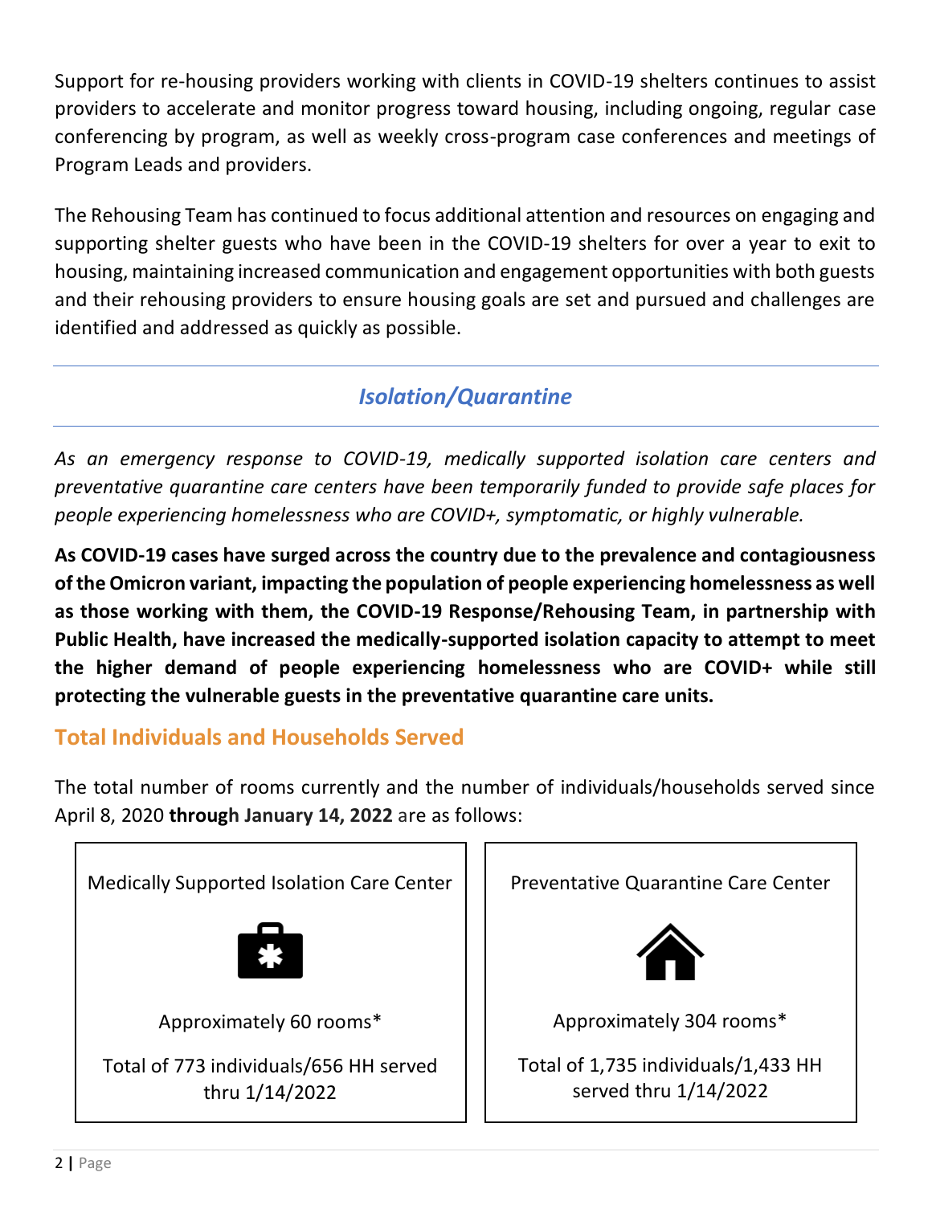Support for re-housing providers working with clients in COVID-19 shelters continues to assist providers to accelerate and monitor progress toward housing, including ongoing, regular case conferencing by program, as well as weekly cross-program case conferences and meetings of Program Leads and providers.

The Rehousing Team has continued to focus additional attention and resources on engaging and supporting shelter guests who have been in the COVID-19 shelters for over a year to exit to housing, maintaining increased communication and engagement opportunities with both guests and their rehousing providers to ensure housing goals are set and pursued and challenges are identified and addressed as quickly as possible.

## *Isolation/Quarantine*

*As an emergency response to COVID-19, medically supported isolation care centers and preventative quarantine care centers have been temporarily funded to provide safe places for people experiencing homelessness who are COVID+, symptomatic, or highly vulnerable.*

**As COVID-19 cases have surged across the country due to the prevalence and contagiousness of the Omicron variant, impacting the population of people experiencing homelessness as well as those working with them, the COVID-19 Response/Rehousing Team, in partnership with Public Health, have increased the medically-supported isolation capacity to attempt to meet the higher demand of people experiencing homelessness who are COVID+ while still protecting the vulnerable guests in the preventative quarantine care units.**

### Total Individuals and Households Served

The total number of rooms currently and the number of individuals/households served since April 8, 2020 **through January 14, 2022** are as follows:

| Medically Supported Isolation Care Center | Preventative Quarantine Care Center |
|---|---|
| Approximately 60 rooms* | Approximately 304 rooms* |
| Total of 773 individuals/656 HH served thru 1/14/2022 | Total of 1,735 individuals/1,433 HH served thru 1/14/2022 |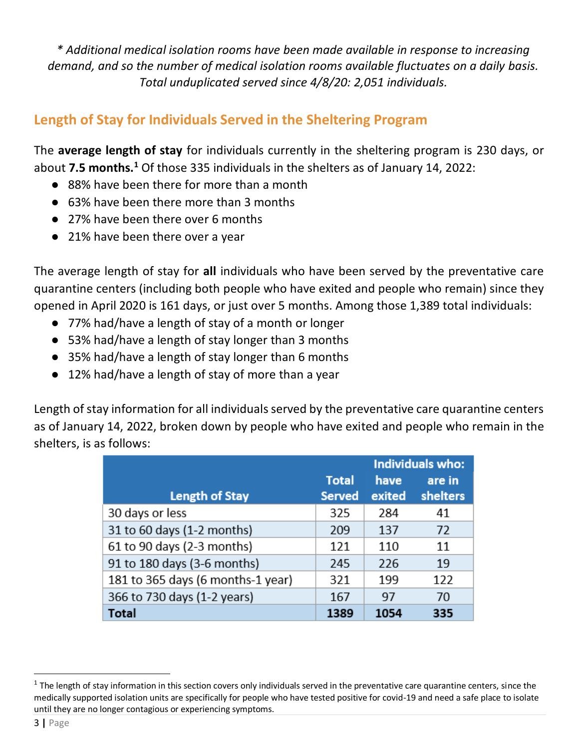*\* Additional medical isolation rooms have been made available in response to increasing demand, and so the number of medical isolation rooms available fluctuates on a daily basis. Total unduplicated served since 4/8/20: 2,051 individuals.*

## Length of Stay for Individuals Served in the Sheltering Program

The **average length of stay** for individuals currently in the sheltering program is 230 days, or about **7.5 months.**[1] Of those 335 individuals in the shelters as of January 14, 2022:

- 88% have been there for more than a month
- 63% have been there more than 3 months
- 27% have been there over 6 months
- 21% have been there over a year

The average length of stay for **all** individuals who have been served by the preventative care quarantine centers (including both people who have exited and people who remain) since they opened in April 2020 is 161 days, or just over 5 months. Among those 1,389 total individuals:

- 77% had/have a length of stay of a month or longer
- 53% had/have a length of stay longer than 3 months
- 35% had/have a length of stay longer than 6 months
- 12% had/have a length of stay of more than a year

Length of stay information for all individuals served by the preventative care quarantine centers as of January 14, 2022, broken down by people who have exited and people who remain in the shelters, is as follows:

| Length of Stay | Total Served | Individuals who: have exited | are in shelters |
|---|---|---|---|
| 30 days or less | 325 | 284 | 41 |
| 31 to 60 days (1-2 months) | 209 | 137 | 72 |
| 61 to 90 days (2-3 months) | 121 | 110 | 11 |
| 91 to 180 days (3-6 months) | 245 | 226 | 19 |
| 181 to 365 days (6 months-1 year) | 321 | 199 | 122 |
| 366 to 730 days (1-2 years) | 167 | 97 | 70 |
| **Total** | **1389** | **1054** | **335** |

[1] The length of stay information in this section covers only individuals served in the preventative care quarantine centers, since the medically supported isolation units are specifically for people who have tested positive for covid-19 and need a safe place to isolate until they are no longer contagious or experiencing symptoms.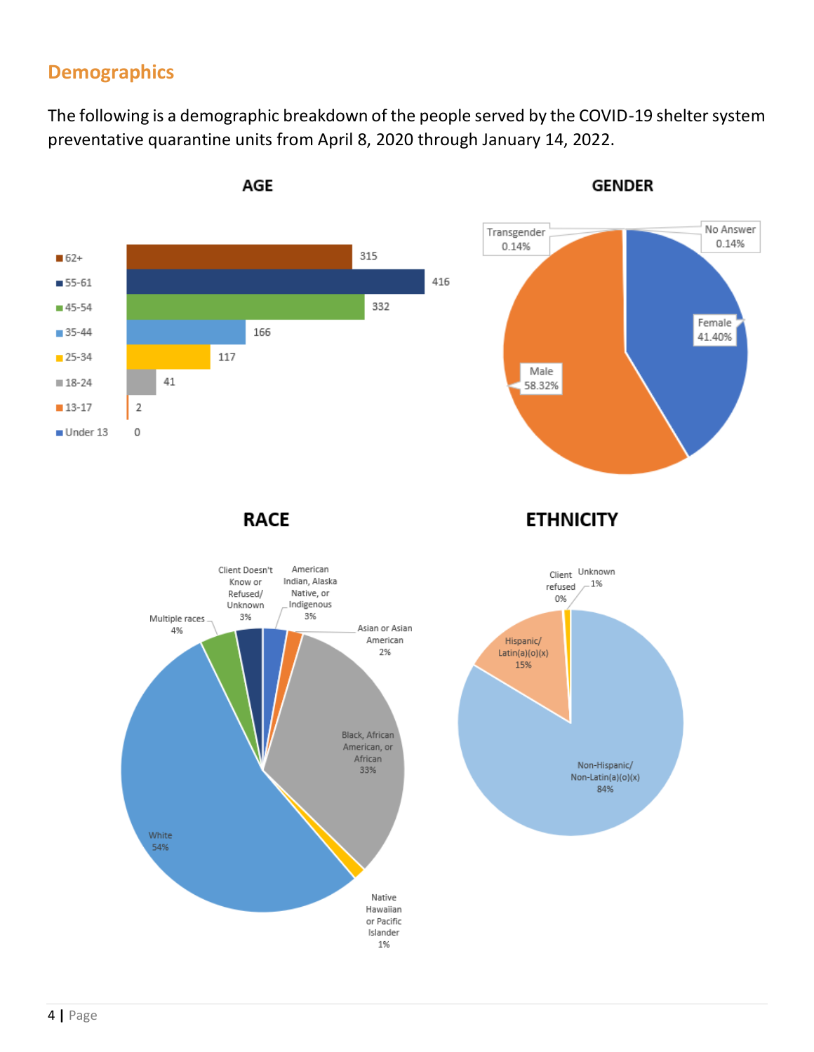## Demographics

The following is a demographic breakdown of the people served by the COVID-19 shelter system preventative quarantine units from April 8, 2020 through January 14, 2022.

**AGE**

| Age | Count |
|---|---|
| 62+ | 315 |
| 55-61 | 416 |
| 45-54 | 332 |
| 35-44 | 166 |
| 25-34 | 117 |
| 18-24 | 41 |
| 13-17 | 2 |
| Under 13 | 0 |

**GENDER**

| Gender | Percent |
|---|---|
| Male | 58.32% |
| Female | 41.40% |
| Transgender | 0.14% |
| No Answer | 0.14% |

**RACE**

| Race | Percent |
|---|---|
| White | 54% |
| Black, African American, or African | 33% |
| Multiple races | 4% |
| Client Doesn't Know or Refused/ Unknown | 3% |
| American Indian, Alaska Native, or Indigenous | 3% |
| Asian or Asian American | 2% |
| Native Hawaiian or Pacific Islander | 1% |

**ETHNICITY**

| Ethnicity | Percent |
|---|---|
| Non-Hispanic/ Non-Latin(a)(o)(x) | 84% |
| Hispanic/ Latin(a)(o)(x) | 15% |
| Unknown | 1% |
| Client refused | 0% |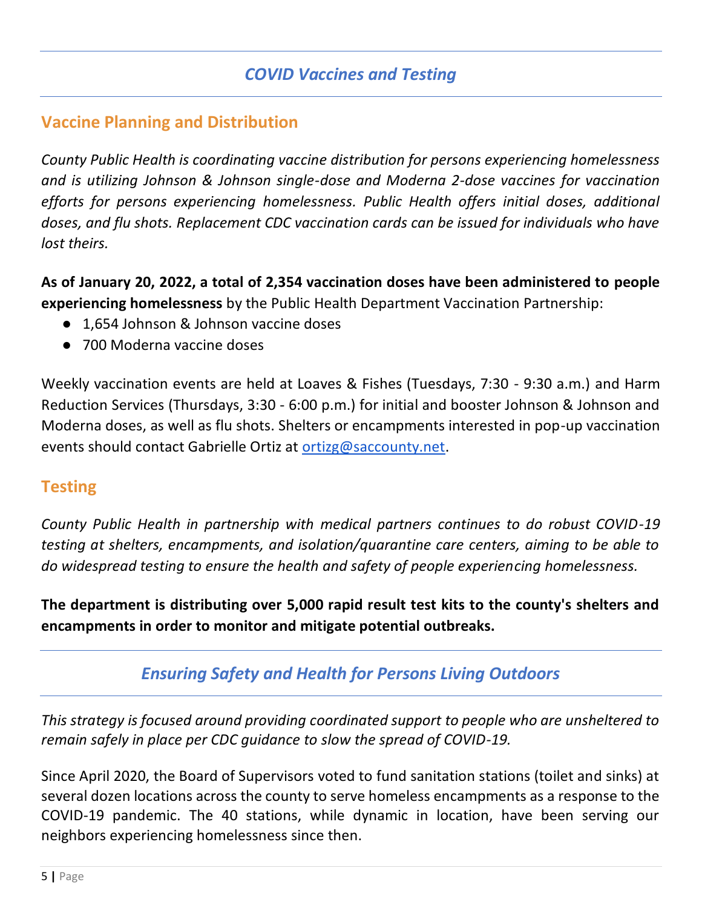## *COVID Vaccines and Testing*

### Vaccine Planning and Distribution

*County Public Health is coordinating vaccine distribution for persons experiencing homelessness and is utilizing Johnson & Johnson single-dose and Moderna 2-dose vaccines for vaccination efforts for persons experiencing homelessness. Public Health offers initial doses, additional doses, and flu shots. Replacement CDC vaccination cards can be issued for individuals who have lost theirs.*

**As of January 20, 2022, a total of 2,354 vaccination doses have been administered to people experiencing homelessness** by the Public Health Department Vaccination Partnership:

- 1,654 Johnson & Johnson vaccine doses
- 700 Moderna vaccine doses

Weekly vaccination events are held at Loaves & Fishes (Tuesdays, 7:30 - 9:30 a.m.) and Harm Reduction Services (Thursdays, 3:30 - 6:00 p.m.) for initial and booster Johnson & Johnson and Moderna doses, as well as flu shots. Shelters or encampments interested in pop-up vaccination events should contact Gabrielle Ortiz at ortizg@saccounty.net.

### Testing

*County Public Health in partnership with medical partners continues to do robust COVID-19 testing at shelters, encampments, and isolation/quarantine care centers, aiming to be able to do widespread testing to ensure the health and safety of people experiencing homelessness.*

**The department is distributing over 5,000 rapid result test kits to the county's shelters and encampments in order to monitor and mitigate potential outbreaks.**

## *Ensuring Safety and Health for Persons Living Outdoors*

*This strategy is focused around providing coordinated support to people who are unsheltered to remain safely in place per CDC guidance to slow the spread of COVID-19.*

Since April 2020, the Board of Supervisors voted to fund sanitation stations (toilet and sinks) at several dozen locations across the county to serve homeless encampments as a response to the COVID-19 pandemic. The 40 stations, while dynamic in location, have been serving our neighbors experiencing homelessness since then.